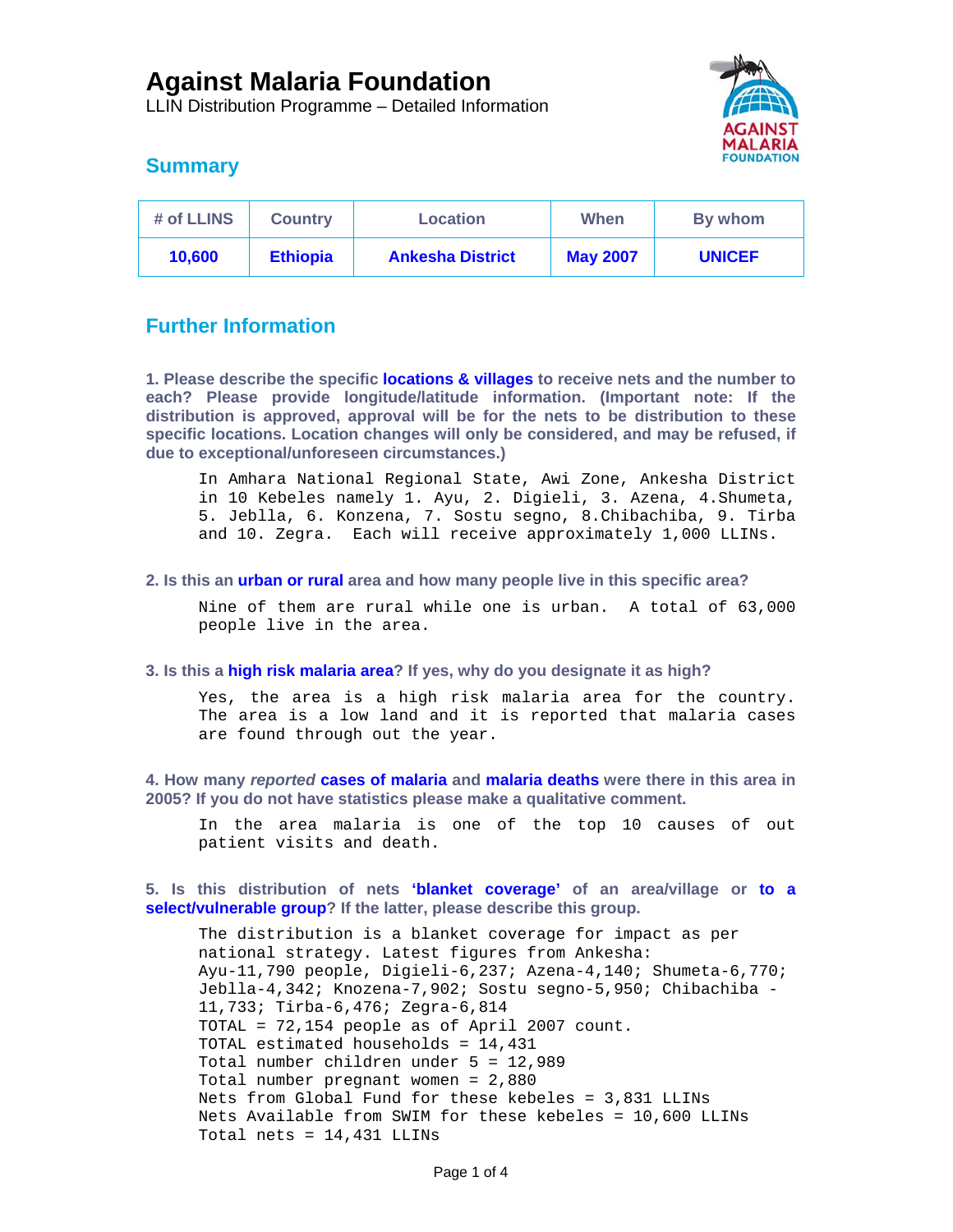# Against Malaria Foundation

LLIN Distribution Programme – Detailed Information

## Summary

| # of LLINS | Country | Location | When | By whom |
| --- | --- | --- | --- | --- |
| **10,600** | **Ethiopia** | **Ankesha District** | **May 2007** | **UNICEF** |

## Further Information

**1. Please describe the specific locations & villages to receive nets and the number to each? Please provide longitude/latitude information. (Important note: If the distribution is approved, approval will be for the nets to be distribution to these specific locations. Location changes will only be considered, and may be refused, if due to exceptional/unforeseen circumstances.)**

In Amhara National Regional State, Awi Zone, Ankesha District in 10 Kebeles namely 1. Ayu, 2. Digieli, 3. Azena, 4.Shumeta, 5. Jeblla, 6. Konzena, 7. Sostu segno, 8.Chibachiba, 9. Tirba and 10. Zegra. Each will receive approximately 1,000 LLINs.

**2. Is this an urban or rural area and how many people live in this specific area?**

Nine of them are rural while one is urban. A total of 63,000 people live in the area.

**3. Is this a high risk malaria area? If yes, why do you designate it as high?**

Yes, the area is a high risk malaria area for the country. The area is a low land and it is reported that malaria cases are found through out the year.

**4. How many *reported* cases of malaria and malaria deaths were there in this area in 2005? If you do not have statistics please make a qualitative comment.**

In the area malaria is one of the top 10 causes of out patient visits and death.

**5. Is this distribution of nets 'blanket coverage' of an area/village or to a select/vulnerable group? If the latter, please describe this group.**

The distribution is a blanket coverage for impact as per national strategy. Latest figures from Ankesha:
Ayu-11,790 people, Digieli-6,237; Azena-4,140; Shumeta-6,770; Jeblla-4,342; Knozena-7,902; Sostu segno-5,950; Chibachiba - 11,733; Tirba-6,476; Zegra-6,814
TOTAL = 72,154 people as of April 2007 count.
TOTAL estimated households = 14,431
Total number children under 5 = 12,989
Total number pregnant women = 2,880
Nets from Global Fund for these kebeles = 3,831 LLINs
Nets Available from SWIM for these kebeles = 10,600 LLINs
Total nets = 14,431 LLINs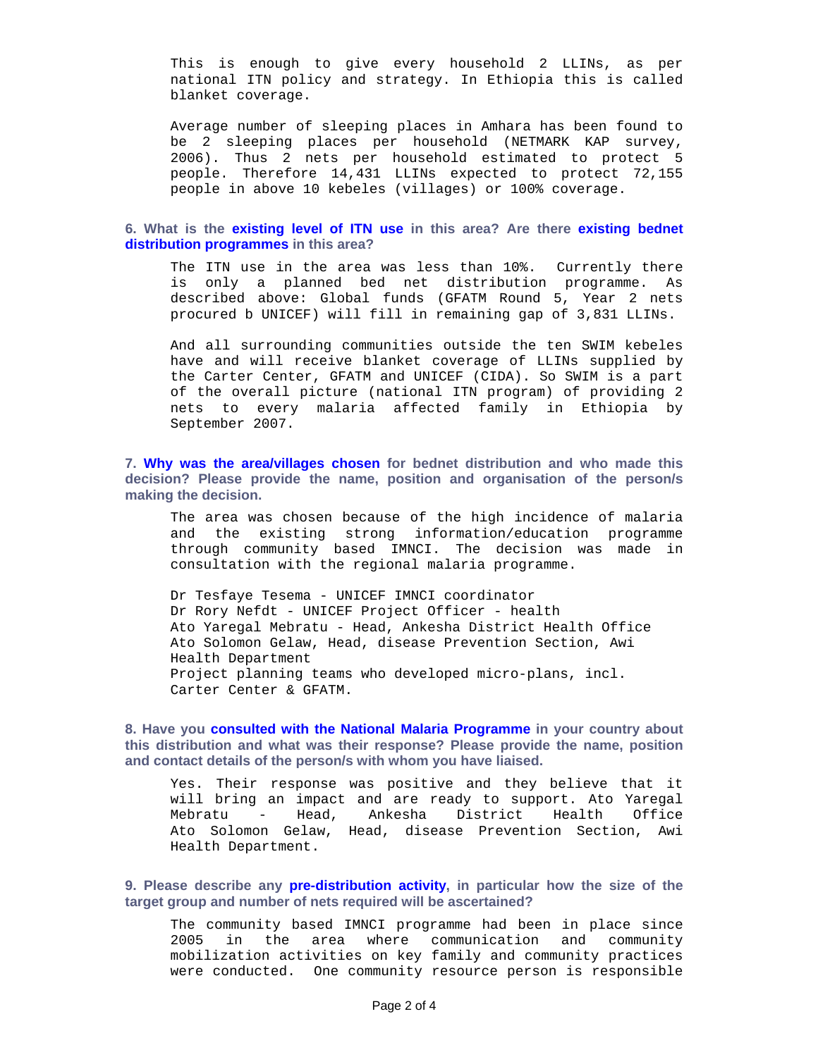This is enough to give every household 2 LLINs, as per national ITN policy and strategy. In Ethiopia this is called blanket coverage.

Average number of sleeping places in Amhara has been found to be 2 sleeping places per household (NETMARK KAP survey, 2006). Thus 2 nets per household estimated to protect 5 people. Therefore 14,431 LLINs expected to protect 72,155 people in above 10 kebeles (villages) or 100% coverage.

**6. What is the existing level of ITN use in this area? Are there existing bednet distribution programmes in this area?**

The ITN use in the area was less than 10%. Currently there is only a planned bed net distribution programme. As described above: Global funds (GFATM Round 5, Year 2 nets procured b UNICEF) will fill in remaining gap of 3,831 LLINs.

And all surrounding communities outside the ten SWIM kebeles have and will receive blanket coverage of LLINs supplied by the Carter Center, GFATM and UNICEF (CIDA). So SWIM is a part of the overall picture (national ITN program) of providing 2 nets to every malaria affected family in Ethiopia by September 2007.

**7. Why was the area/villages chosen for bednet distribution and who made this decision? Please provide the name, position and organisation of the person/s making the decision.**

The area was chosen because of the high incidence of malaria and the existing strong information/education programme through community based IMNCI. The decision was made in consultation with the regional malaria programme.

Dr Tesfaye Tesema - UNICEF IMNCI coordinator
Dr Rory Nefdt - UNICEF Project Officer - health
Ato Yaregal Mebratu - Head, Ankesha District Health Office
Ato Solomon Gelaw, Head, disease Prevention Section, Awi Health Department
Project planning teams who developed micro-plans, incl. Carter Center & GFATM.

**8. Have you consulted with the National Malaria Programme in your country about this distribution and what was their response? Please provide the name, position and contact details of the person/s with whom you have liaised.**

Yes. Their response was positive and they believe that it will bring an impact and are ready to support. Ato Yaregal Mebratu - Head, Ankesha District Health Office Ato Solomon Gelaw, Head, disease Prevention Section, Awi Health Department.

**9. Please describe any pre-distribution activity, in particular how the size of the target group and number of nets required will be ascertained?**

The community based IMNCI programme had been in place since 2005 in the area where communication and community mobilization activities on key family and community practices were conducted. One community resource person is responsible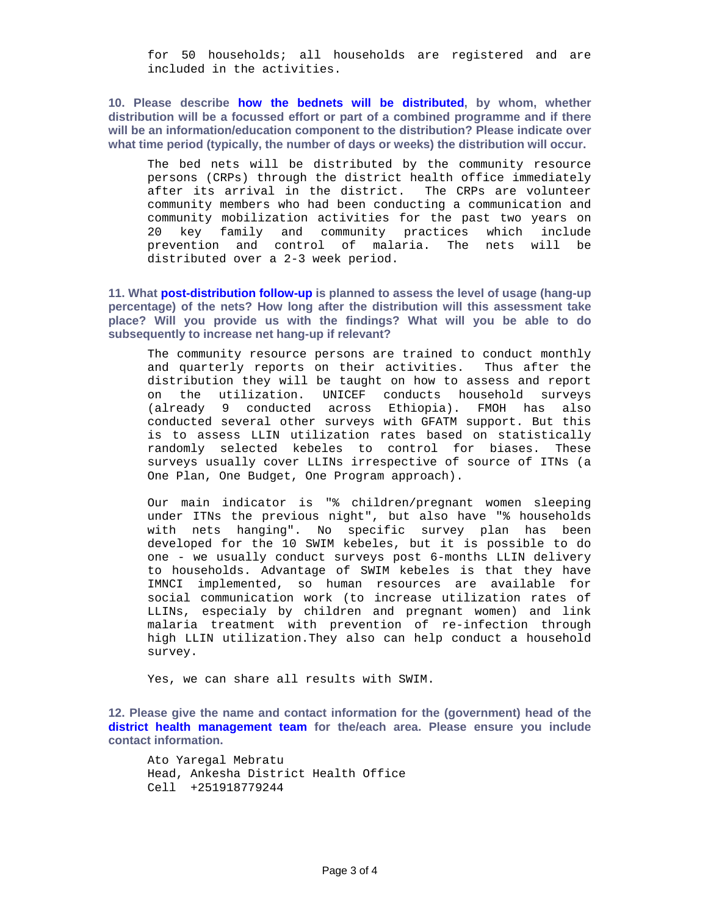for 50 households; all households are registered and are included in the activities.

**10. Please describe how the bednets will be distributed, by whom, whether distribution will be a focussed effort or part of a combined programme and if there will be an information/education component to the distribution? Please indicate over what time period (typically, the number of days or weeks) the distribution will occur.**

The bed nets will be distributed by the community resource persons (CRPs) through the district health office immediately after its arrival in the district. The CRPs are volunteer community members who had been conducting a communication and community mobilization activities for the past two years on 20 key family and community practices which include prevention and control of malaria. The nets will be distributed over a 2-3 week period.

**11. What post-distribution follow-up is planned to assess the level of usage (hang-up percentage) of the nets? How long after the distribution will this assessment take place? Will you provide us with the findings? What will you be able to do subsequently to increase net hang-up if relevant?**

The community resource persons are trained to conduct monthly and quarterly reports on their activities. Thus after the distribution they will be taught on how to assess and report on the utilization. UNICEF conducts household surveys (already 9 conducted across Ethiopia). FMOH has also conducted several other surveys with GFATM support. But this is to assess LLIN utilization rates based on statistically randomly selected kebeles to control for biases. These surveys usually cover LLINs irrespective of source of ITNs (a One Plan, One Budget, One Program approach).

Our main indicator is "% children/pregnant women sleeping under ITNs the previous night", but also have "% households with nets hanging". No specific survey plan has been developed for the 10 SWIM kebeles, but it is possible to do one - we usually conduct surveys post 6-months LLIN delivery to households. Advantage of SWIM kebeles is that they have IMNCI implemented, so human resources are available for social communication work (to increase utilization rates of LLINs, especialy by children and pregnant women) and link malaria treatment with prevention of re-infection through high LLIN utilization.They also can help conduct a household survey.

Yes, we can share all results with SWIM.

**12. Please give the name and contact information for the (government) head of the district health management team for the/each area. Please ensure you include contact information.**

Ato Yaregal Mebratu
Head, Ankesha District Health Office
Cell +251918779244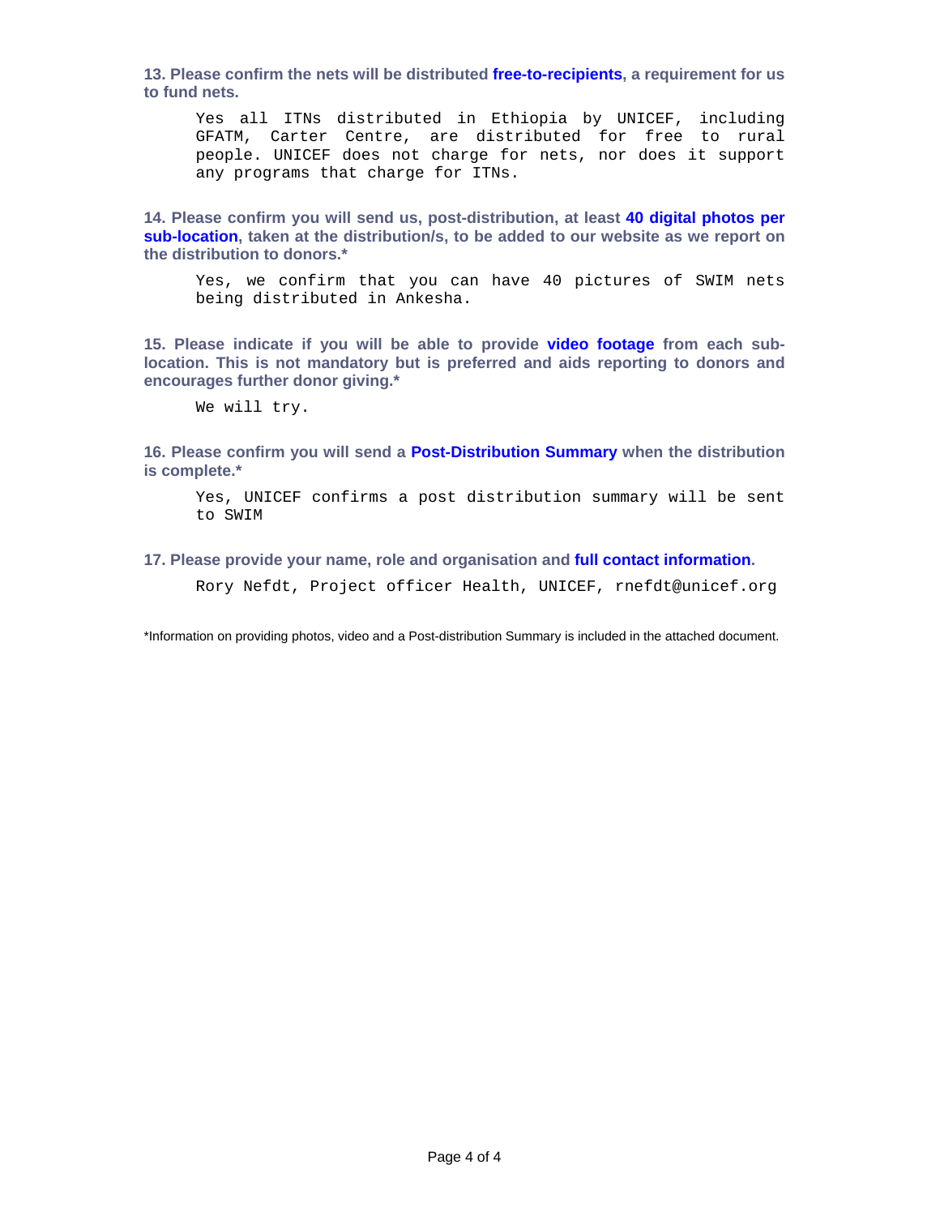**13. Please confirm the nets will be distributed free-to-recipients, a requirement for us to fund nets.**

Yes all ITNs distributed in Ethiopia by UNICEF, including GFATM, Carter Centre, are distributed for free to rural people. UNICEF does not charge for nets, nor does it support any programs that charge for ITNs.

**14. Please confirm you will send us, post-distribution, at least 40 digital photos per sub-location, taken at the distribution/s, to be added to our website as we report on the distribution to donors.***

Yes, we confirm that you can have 40 pictures of SWIM nets being distributed in Ankesha.

**15. Please indicate if you will be able to provide video footage from each sub-location. This is not mandatory but is preferred and aids reporting to donors and encourages further donor giving.***

We will try.

**16. Please confirm you will send a Post-Distribution Summary when the distribution is complete.***

Yes, UNICEF confirms a post distribution summary will be sent to SWIM

**17. Please provide your name, role and organisation and full contact information.**

Rory Nefdt, Project officer Health, UNICEF, rnefdt@unicef.org

*Information on providing photos, video and a Post-distribution Summary is included in the attached document.